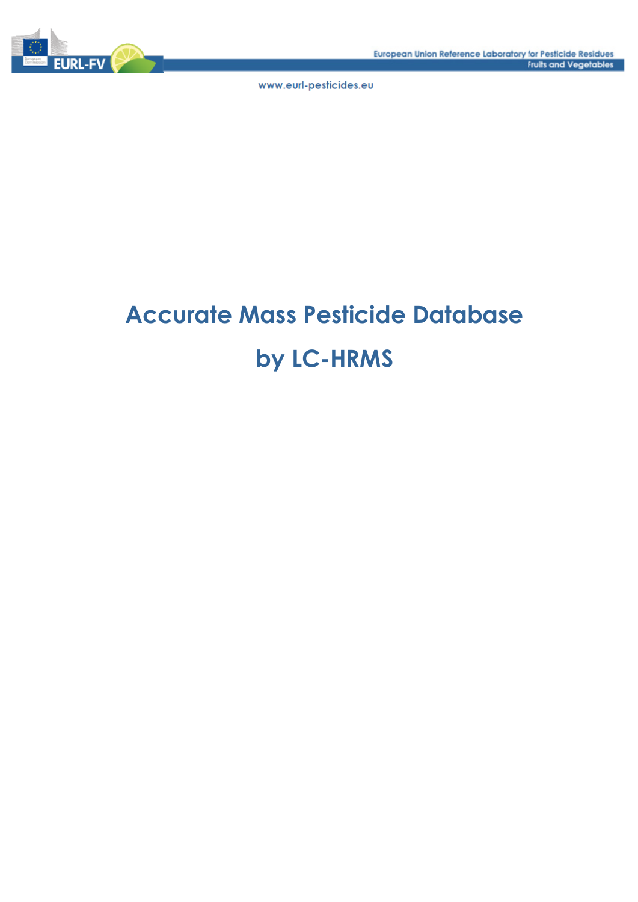# Accurate Mass Pesticide Database

# by LC-HRMS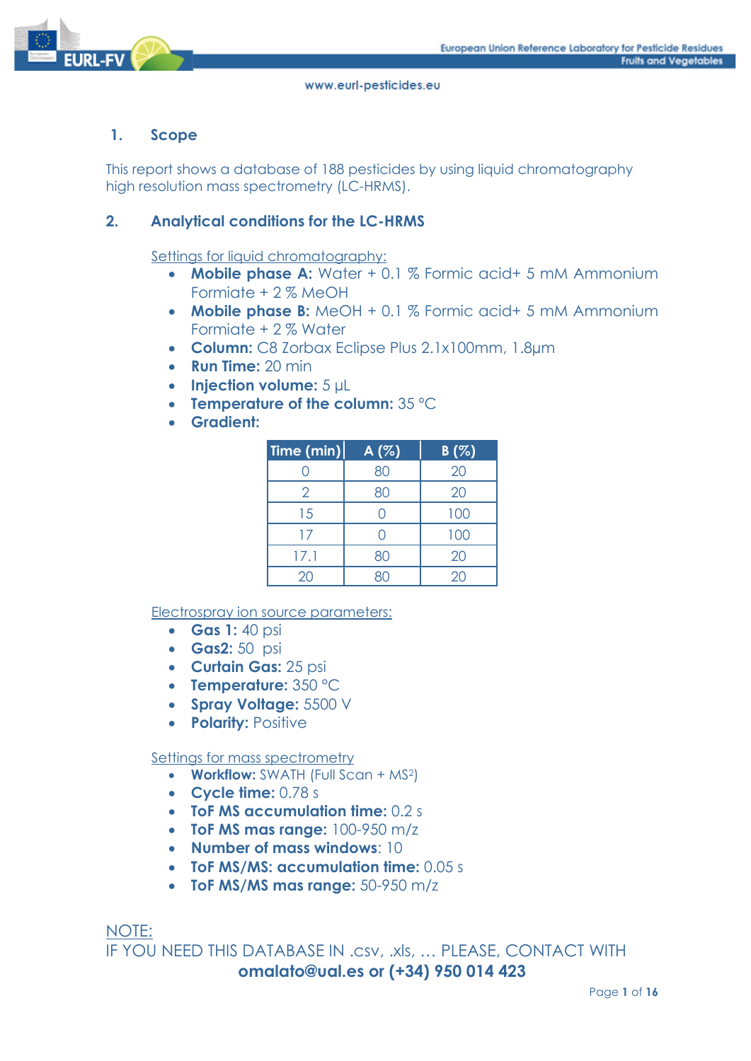## 1. Scope

This report shows a database of 188 pesticides by using liquid chromatography high resolution mass spectrometry (LC-HRMS).

## 2. Analytical conditions for the LC-HRMS

Settings for liquid chromatography:

- **Mobile phase A:** Water + 0.1 % Formic acid+ 5 mM Ammonium Formiate + 2 % MeOH
- **Mobile phase B:** MeOH + 0.1 % Formic acid+ 5 mM Ammonium Formiate + 2 % Water
- **Column:** C8 Zorbax Eclipse Plus 2.1x100mm, 1.8µm
- **Run Time:** 20 min
- **Injection volume:** 5 µL
- **Temperature of the column:** 35 °C
- **Gradient:**

| Time (min) | A (%) | B (%) |
|---|---|---|
| 0 | 80 | 20 |
| 2 | 80 | 20 |
| 15 | 0 | 100 |
| 17 | 0 | 100 |
| 17.1 | 80 | 20 |
| 20 | 80 | 20 |

Electrospray ion source parameters:

- **Gas 1:** 40 psi
- **Gas2:** 50 psi
- **Curtain Gas:** 25 psi
- **Temperature:** 350 °C
- **Spray Voltage:** 5500 V
- **Polarity:** Positive

Settings for mass spectrometry

- **Workflow:** SWATH (Full Scan + $MS^2$)
- **Cycle time:** 0.78 s
- **ToF MS accumulation time:** 0.2 s
- **ToF MS mas range:** 100-950 m/z
- **Number of mass windows**: 10
- **ToF MS/MS: accumulation time:** 0.05 s
- **ToF MS/MS mas range:** 50-950 m/z

NOTE:
IF YOU NEED THIS DATABASE IN .csv, .xls, … PLEASE, CONTACT WITH
**omalato@ual.es or (+34) 950 014 423**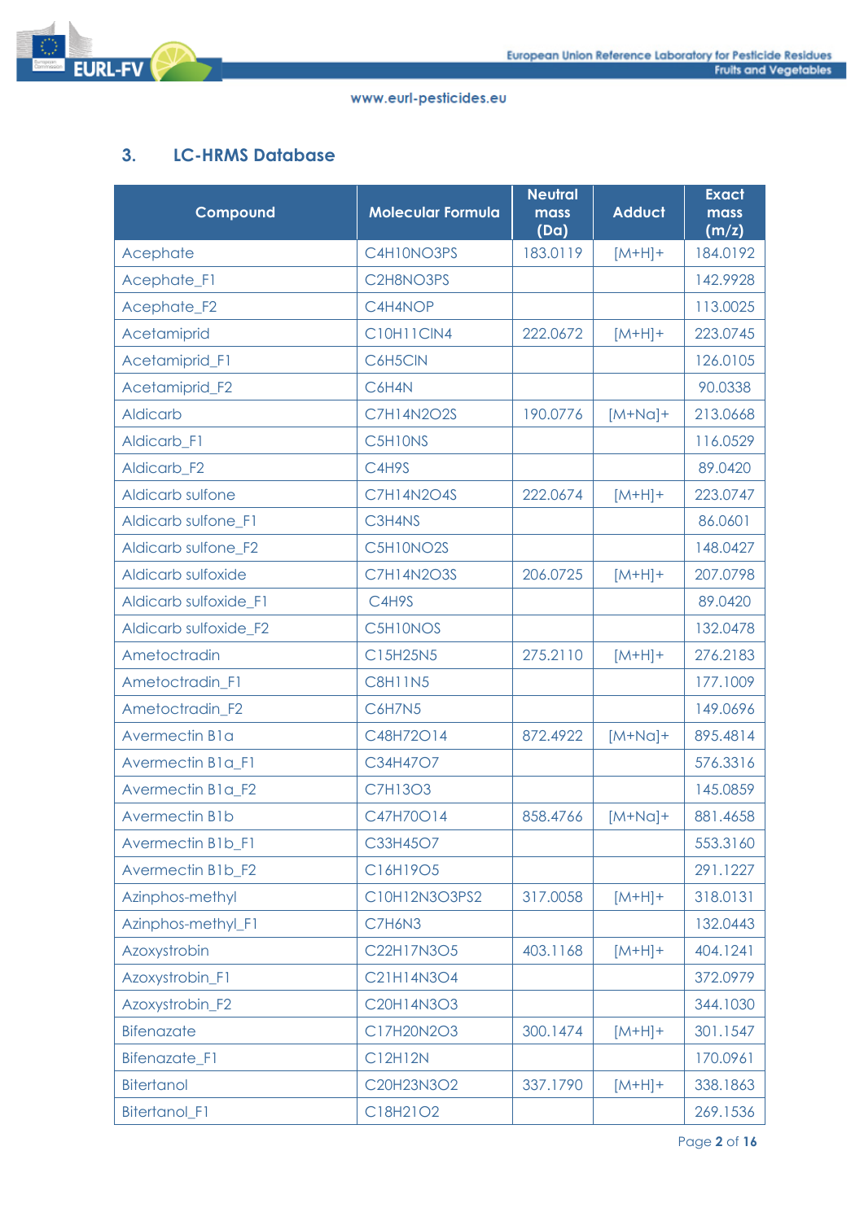## 3. LC-HRMS Database

| Compound | Molecular Formula | Neutral mass (Da) | Adduct | Exact mass (m/z) |
|---|---|---|---|---|
| Acephate | C4H10NO3PS | 183.0119 | [M+H]+ | 184.0192 |
| Acephate_F1 | C2H8NO3PS | | | 142.9928 |
| Acephate_F2 | C4H4NOP | | | 113.0025 |
| Acetamiprid | C10H11ClN4 | 222.0672 | [M+H]+ | 223.0745 |
| Acetamiprid_F1 | C6H5ClN | | | 126.0105 |
| Acetamiprid_F2 | C6H4N | | | 90.0338 |
| Aldicarb | C7H14N2O2S | 190.0776 | [M+Na]+ | 213.0668 |
| Aldicarb_F1 | C5H10NS | | | 116.0529 |
| Aldicarb_F2 | C4H9S | | | 89.0420 |
| Aldicarb sulfone | C7H14N2O4S | 222.0674 | [M+H]+ | 223.0747 |
| Aldicarb sulfone_F1 | C3H4NS | | | 86.0601 |
| Aldicarb sulfone_F2 | C5H10NO2S | | | 148.0427 |
| Aldicarb sulfoxide | C7H14N2O3S | 206.0725 | [M+H]+ | 207.0798 |
| Aldicarb sulfoxide_F1 | C4H9S | | | 89.0420 |
| Aldicarb sulfoxide_F2 | C5H10NOS | | | 132.0478 |
| Ametoctradin | C15H25N5 | 275.2110 | [M+H]+ | 276.2183 |
| Ametoctradin_F1 | C8H11N5 | | | 177.1009 |
| Ametoctradin_F2 | C6H7N5 | | | 149.0696 |
| Avermectin B1a | C48H72O14 | 872.4922 | [M+Na]+ | 895.4814 |
| Avermectin B1a_F1 | C34H47O7 | | | 576.3316 |
| Avermectin B1a_F2 | C7H13O3 | | | 145.0859 |
| Avermectin B1b | C47H70O14 | 858.4766 | [M+Na]+ | 881.4658 |
| Avermectin B1b_F1 | C33H45O7 | | | 553.3160 |
| Avermectin B1b_F2 | C16H19O5 | | | 291.1227 |
| Azinphos-methyl | C10H12N3O3PS2 | 317.0058 | [M+H]+ | 318.0131 |
| Azinphos-methyl_F1 | C7H6N3 | | | 132.0443 |
| Azoxystrobin | C22H17N3O5 | 403.1168 | [M+H]+ | 404.1241 |
| Azoxystrobin_F1 | C21H14N3O4 | | | 372.0979 |
| Azoxystrobin_F2 | C20H14N3O3 | | | 344.1030 |
| Bifenazate | C17H20N2O3 | 300.1474 | [M+H]+ | 301.1547 |
| Bifenazate_F1 | C12H12N | | | 170.0961 |
| Bitertanol | C20H23N3O2 | 337.1790 | [M+H]+ | 338.1863 |
| Bitertanol_F1 | C18H21O2 | | | 269.1536 |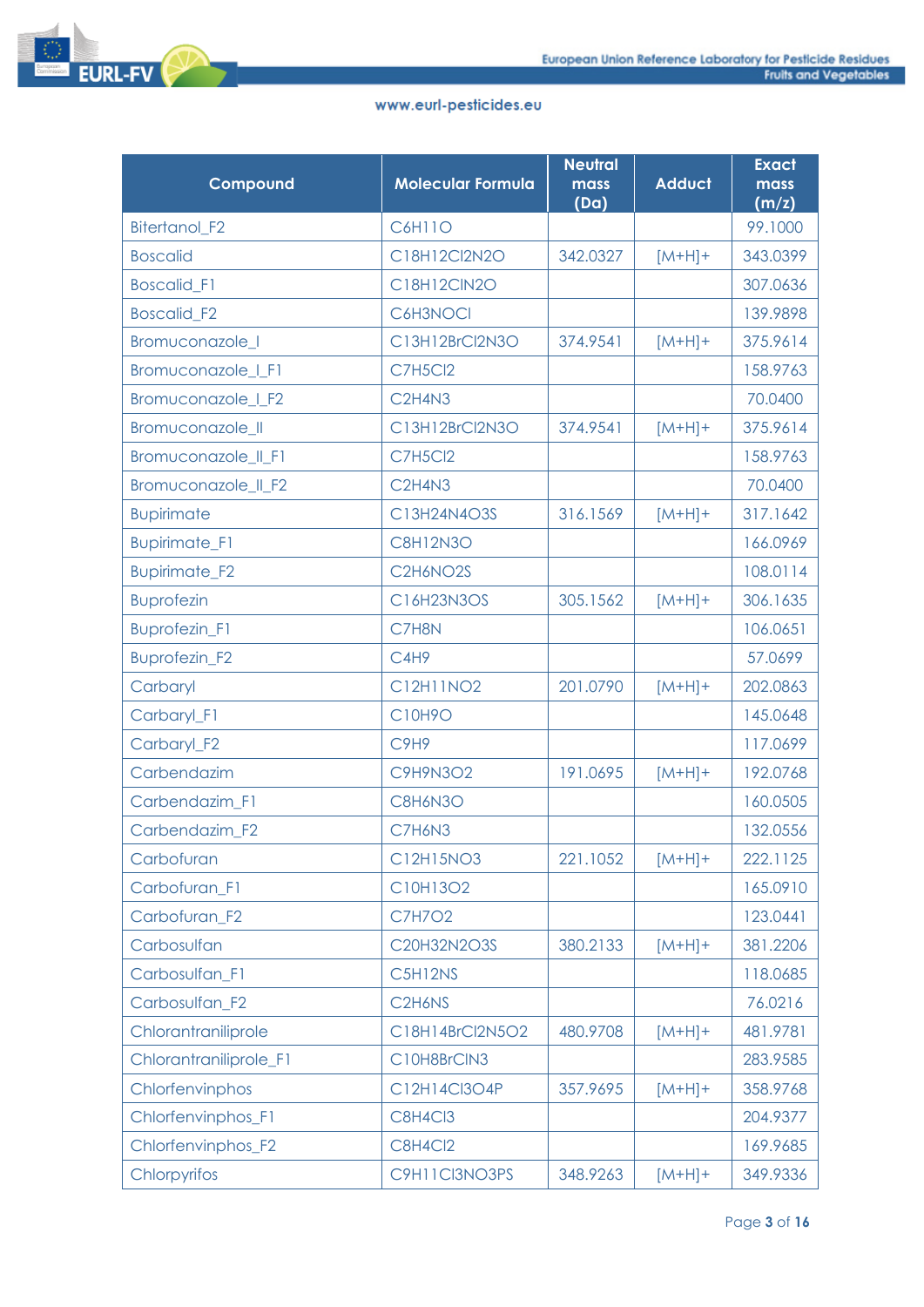| Compound | Molecular Formula | Neutral mass (Da) | Adduct | Exact mass (m/z) |
|---|---|---|---|---|
| Bitertanol_F2 | $C_6H_{11}O$ | | | 99.1000 |
| Boscalid | $C_{18}H_{12}Cl_2N_2O$ | 342.0327 | $[M+H]^+$ | 343.0399 |
| Boscalid_F1 | $C_{18}H_{12}ClN_2O$ | | | 307.0636 |
| Boscalid_F2 | $C_6H_3NOCl$ | | | 139.9898 |
| Bromuconazole_I | $C_{13}H_{12}BrCl_2N_3O$ | 374.9541 | $[M+H]^+$ | 375.9614 |
| Bromuconazole_I_F1 | $C_7H_5Cl_2$ | | | 158.9763 |
| Bromuconazole_I_F2 | $C_2H_4N_3$ | | | 70.0400 |
| Bromuconazole_II | $C_{13}H_{12}BrCl_2N_3O$ | 374.9541 | $[M+H]^+$ | 375.9614 |
| Bromuconazole_II_F1 | $C_7H_5Cl_2$ | | | 158.9763 |
| Bromuconazole_II_F2 | $C_2H_4N_3$ | | | 70.0400 |
| Bupirimate | $C_{13}H_{24}N_4O_3S$ | 316.1569 | $[M+H]^+$ | 317.1642 |
| Bupirimate_F1 | $C_8H_{12}N_3O$ | | | 166.0969 |
| Bupirimate_F2 | $C_2H_6NO_2S$ | | | 108.0114 |
| Buprofezin | $C_{16}H_{23}N_3OS$ | 305.1562 | $[M+H]^+$ | 306.1635 |
| Buprofezin_F1 | $C_7H_8N$ | | | 106.0651 |
| Buprofezin_F2 | $C_4H_9$ | | | 57.0699 |
| Carbaryl | $C_{12}H_{11}NO_2$ | 201.0790 | $[M+H]^+$ | 202.0863 |
| Carbaryl_F1 | $C_{10}H_9O$ | | | 145.0648 |
| Carbaryl_F2 | $C_9H_9$ | | | 117.0699 |
| Carbendazim | $C_9H_9N_3O_2$ | 191.0695 | $[M+H]^+$ | 192.0768 |
| Carbendazim_F1 | $C_8H_6N_3O$ | | | 160.0505 |
| Carbendazim_F2 | $C_7H_6N_3$ | | | 132.0556 |
| Carbofuran | $C_{12}H_{15}NO_3$ | 221.1052 | $[M+H]^+$ | 222.1125 |
| Carbofuran_F1 | $C_{10}H_{13}O_2$ | | | 165.0910 |
| Carbofuran_F2 | $C_7H_7O_2$ | | | 123.0441 |
| Carbosulfan | $C_{20}H_{32}N_2O_3S$ | 380.2133 | $[M+H]^+$ | 381.2206 |
| Carbosulfan_F1 | $C_5H_{12}NS$ | | | 118.0685 |
| Carbosulfan_F2 | $C_2H_6NS$ | | | 76.0216 |
| Chlorantraniliprole | $C_{18}H_{14}BrCl_2N_5O_2$ | 480.9708 | $[M+H]^+$ | 481.9781 |
| Chlorantraniliprole_F1 | $C_{10}H_8BrClN_3$ | | | 283.9585 |
| Chlorfenvinphos | $C_{12}H_{14}Cl_3O_4P$ | 357.9695 | $[M+H]^+$ | 358.9768 |
| Chlorfenvinphos_F1 | $C_8H_4Cl_3$ | | | 204.9377 |
| Chlorfenvinphos_F2 | $C_8H_4Cl_2$ | | | 169.9685 |
| Chlorpyrifos | $C_9H_{11}Cl_3NO_3PS$ | 348.9263 | $[M+H]^+$ | 349.9336 |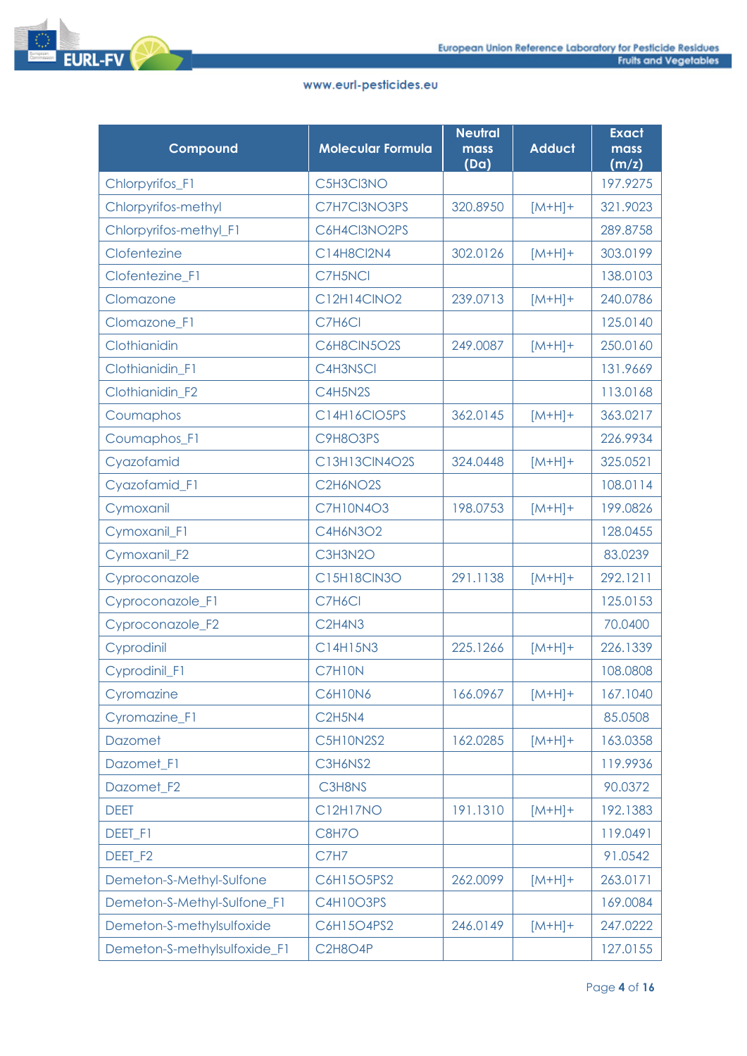| Compound | Molecular Formula | Neutral mass (Da) | Adduct | Exact mass (m/z) |
|---|---|---|---|---|
| Chlorpyrifos_F1 | C5H3Cl3NO | | | 197.9275 |
| Chlorpyrifos-methyl | C7H7Cl3NO3PS | 320.8950 | [M+H]+ | 321.9023 |
| Chlorpyrifos-methyl_F1 | C6H4Cl3NO2PS | | | 289.8758 |
| Clofentezine | C14H8Cl2N4 | 302.0126 | [M+H]+ | 303.0199 |
| Clofentezine_F1 | C7H5NCl | | | 138.0103 |
| Clomazone | C12H14ClNO2 | 239.0713 | [M+H]+ | 240.0786 |
| Clomazone_F1 | C7H6Cl | | | 125.0140 |
| Clothianidin | C6H8ClN5O2S | 249.0087 | [M+H]+ | 250.0160 |
| Clothianidin_F1 | C4H3NSCl | | | 131.9669 |
| Clothianidin_F2 | C4H5N2S | | | 113.0168 |
| Coumaphos | C14H16ClO5PS | 362.0145 | [M+H]+ | 363.0217 |
| Coumaphos_F1 | C9H8O3PS | | | 226.9934 |
| Cyazofamid | C13H13ClN4O2S | 324.0448 | [M+H]+ | 325.0521 |
| Cyazofamid_F1 | C2H6NO2S | | | 108.0114 |
| Cymoxanil | C7H10N4O3 | 198.0753 | [M+H]+ | 199.0826 |
| Cymoxanil_F1 | C4H6N3O2 | | | 128.0455 |
| Cymoxanil_F2 | C3H3N2O | | | 83.0239 |
| Cyproconazole | C15H18ClN3O | 291.1138 | [M+H]+ | 292.1211 |
| Cyproconazole_F1 | C7H6Cl | | | 125.0153 |
| Cyproconazole_F2 | C2H4N3 | | | 70.0400 |
| Cyprodinil | C14H15N3 | 225.1266 | [M+H]+ | 226.1339 |
| Cyprodinil_F1 | C7H10N | | | 108.0808 |
| Cyromazine | C6H10N6 | 166.0967 | [M+H]+ | 167.1040 |
| Cyromazine_F1 | C2H5N4 | | | 85.0508 |
| Dazomet | C5H10N2S2 | 162.0285 | [M+H]+ | 163.0358 |
| Dazomet_F1 | C3H6NS2 | | | 119.9936 |
| Dazomet_F2 | C3H8NS | | | 90.0372 |
| DEET | C12H17NO | 191.1310 | [M+H]+ | 192.1383 |
| DEET_F1 | C8H7O | | | 119.0491 |
| DEET_F2 | C7H7 | | | 91.0542 |
| Demeton-S-Methyl-Sulfone | C6H15O5PS2 | 262.0099 | [M+H]+ | 263.0171 |
| Demeton-S-Methyl-Sulfone_F1 | C4H10O3PS | | | 169.0084 |
| Demeton-S-methylsulfoxide | C6H15O4PS2 | 246.0149 | [M+H]+ | 247.0222 |
| Demeton-S-methylsulfoxide_F1 | C2H8O4P | | | 127.0155 |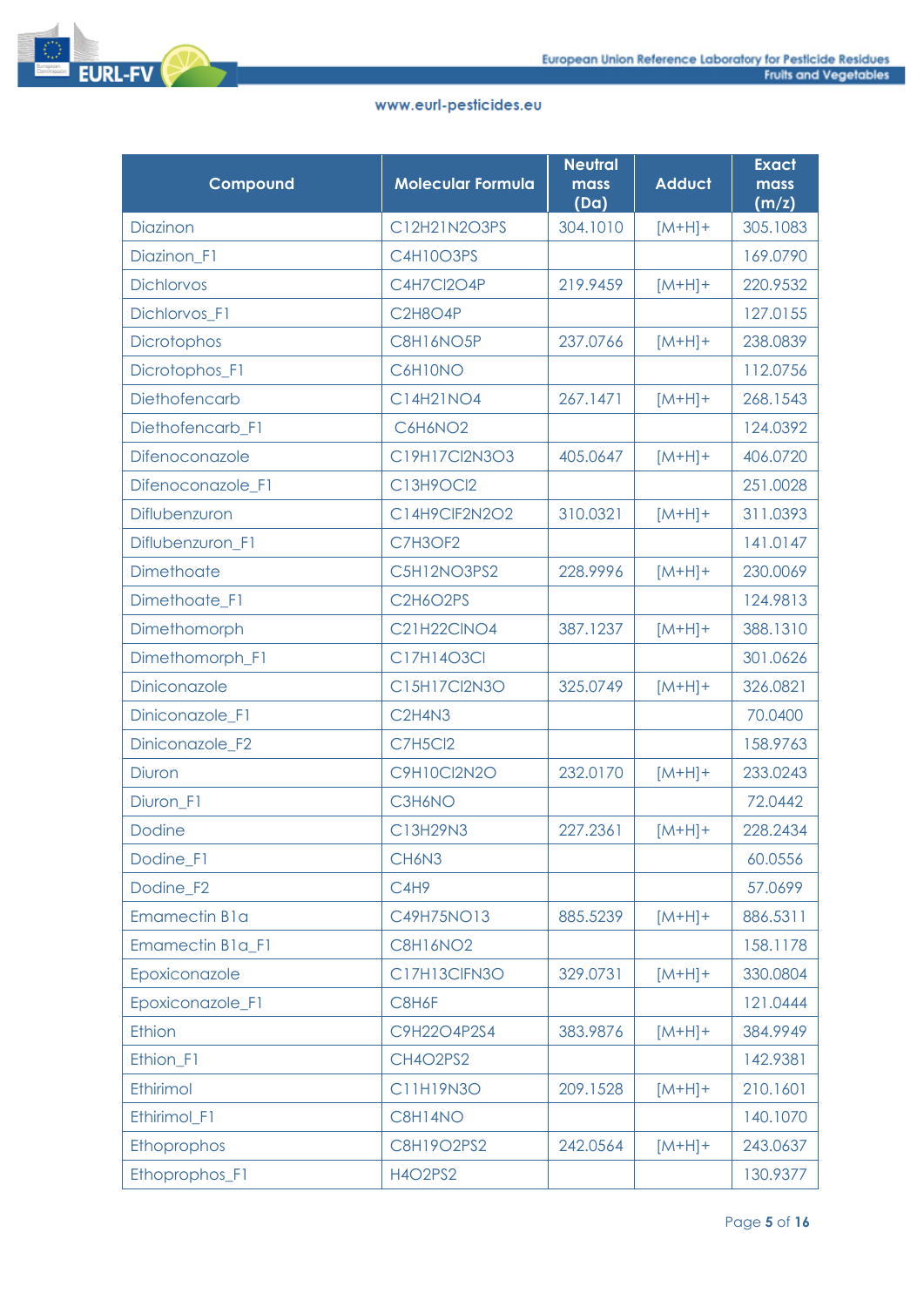| Compound | Molecular Formula | Neutral mass (Da) | Adduct | Exact mass (m/z) |
|---|---|---|---|---|
| Diazinon | C12H21N2O3PS | 304.1010 | [M+H]+ | 305.1083 |
| Diazinon_F1 | C4H10O3PS | | | 169.0790 |
| Dichlorvos | C4H7Cl2O4P | 219.9459 | [M+H]+ | 220.9532 |
| Dichlorvos_F1 | C2H8O4P | | | 127.0155 |
| Dicrotophos | C8H16NO5P | 237.0766 | [M+H]+ | 238.0839 |
| Dicrotophos_F1 | C6H10NO | | | 112.0756 |
| Diethofencarb | C14H21NO4 | 267.1471 | [M+H]+ | 268.1543 |
| Diethofencarb_F1 | C6H6NO2 | | | 124.0392 |
| Difenoconazole | C19H17Cl2N3O3 | 405.0647 | [M+H]+ | 406.0720 |
| Difenoconazole_F1 | C13H9OCl2 | | | 251.0028 |
| Diflubenzuron | C14H9ClF2N2O2 | 310.0321 | [M+H]+ | 311.0393 |
| Diflubenzuron_F1 | C7H3OF2 | | | 141.0147 |
| Dimethoate | C5H12NO3PS2 | 228.9996 | [M+H]+ | 230.0069 |
| Dimethoate_F1 | C2H6O2PS | | | 124.9813 |
| Dimethomorph | C21H22ClNO4 | 387.1237 | [M+H]+ | 388.1310 |
| Dimethomorph_F1 | C17H14O3Cl | | | 301.0626 |
| Diniconazole | C15H17Cl2N3O | 325.0749 | [M+H]+ | 326.0821 |
| Diniconazole_F1 | C2H4N3 | | | 70.0400 |
| Diniconazole_F2 | C7H5Cl2 | | | 158.9763 |
| Diuron | C9H10Cl2N2O | 232.0170 | [M+H]+ | 233.0243 |
| Diuron_F1 | C3H6NO | | | 72.0442 |
| Dodine | C13H29N3 | 227.2361 | [M+H]+ | 228.2434 |
| Dodine_F1 | CH6N3 | | | 60.0556 |
| Dodine_F2 | C4H9 | | | 57.0699 |
| Emamectin B1a | C49H75NO13 | 885.5239 | [M+H]+ | 886.5311 |
| Emamectin B1a_F1 | C8H16NO2 | | | 158.1178 |
| Epoxiconazole | C17H13ClFN3O | 329.0731 | [M+H]+ | 330.0804 |
| Epoxiconazole_F1 | C8H6F | | | 121.0444 |
| Ethion | C9H22O4P2S4 | 383.9876 | [M+H]+ | 384.9949 |
| Ethion_F1 | CH4O2PS2 | | | 142.9381 |
| Ethirimol | C11H19N3O | 209.1528 | [M+H]+ | 210.1601 |
| Ethirimol_F1 | C8H14NO | | | 140.1070 |
| Ethoprophos | C8H19O2PS2 | 242.0564 | [M+H]+ | 243.0637 |
| Ethoprophos_F1 | H4O2PS2 | | | 130.9377 |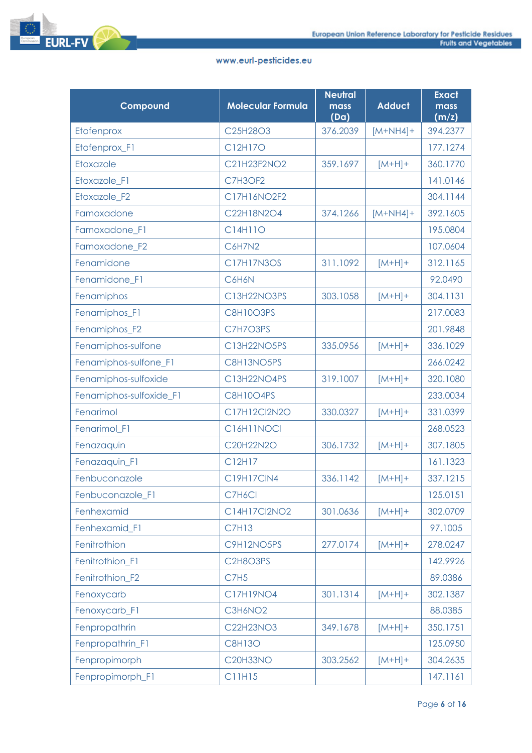| Compound | Molecular Formula | Neutral mass (Da) | Adduct | Exact mass (m/z) |
|---|---|---|---|---|
| Etofenprox | $C_{25}H_{28}O_3$ | 376.2039 | [M+NH4]+ | 394.2377 |
| Etofenprox_F1 | $C_{12}H_{17}O$ | | | 177.1274 |
| Etoxazole | $C_{21}H_{23}F_2NO_2$ | 359.1697 | [M+H]+ | 360.1770 |
| Etoxazole_F1 | $C_7H_3OF_2$ | | | 141.0146 |
| Etoxazole_F2 | $C_{17}H_{16}NO_2F_2$ | | | 304.1144 |
| Famoxadone | $C_{22}H_{18}N_2O_4$ | 374.1266 | [M+NH4]+ | 392.1605 |
| Famoxadone_F1 | $C_{14}H_{11}O$ | | | 195.0804 |
| Famoxadone_F2 | $C_6H_7N_2$ | | | 107.0604 |
| Fenamidone | $C_{17}H_{17}N_3OS$ | 311.1092 | [M+H]+ | 312.1165 |
| Fenamidone_F1 | $C_6H_6N$ | | | 92.0490 |
| Fenamiphos | $C_{13}H_{22}NO_3PS$ | 303.1058 | [M+H]+ | 304.1131 |
| Fenamiphos_F1 | $C_8H_{10}O_3PS$ | | | 217.0083 |
| Fenamiphos_F2 | $C_7H_7O_3PS$ | | | 201.9848 |
| Fenamiphos-sulfone | $C_{13}H_{22}NO_5PS$ | 335.0956 | [M+H]+ | 336.1029 |
| Fenamiphos-sulfone_F1 | $C_8H_{13}NO_5PS$ | | | 266.0242 |
| Fenamiphos-sulfoxide | $C_{13}H_{22}NO_4PS$ | 319.1007 | [M+H]+ | 320.1080 |
| Fenamiphos-sulfoxide_F1 | $C_8H_{10}O_4PS$ | | | 233.0034 |
| Fenarimol | $C_{17}H_{12}Cl_2N_2O$ | 330.0327 | [M+H]+ | 331.0399 |
| Fenarimol_F1 | $C_{16}H_{11}NOCl$ | | | 268.0523 |
| Fenazaquin | $C_{20}H_{22}N_2O$ | 306.1732 | [M+H]+ | 307.1805 |
| Fenazaquin_F1 | $C_{12}H_{17}$ | | | 161.1323 |
| Fenbuconazole | $C_{19}H_{17}ClN_4$ | 336.1142 | [M+H]+ | 337.1215 |
| Fenbuconazole_F1 | $C_7H_6Cl$ | | | 125.0151 |
| Fenhexamid | $C_{14}H_{17}Cl_2NO_2$ | 301.0636 | [M+H]+ | 302.0709 |
| Fenhexamid_F1 | $C_7H_{13}$ | | | 97.1005 |
| Fenitrothion | $C_9H_{12}NO_5PS$ | 277.0174 | [M+H]+ | 278.0247 |
| Fenitrothion_F1 | $C_2H_8O_3PS$ | | | 142.9926 |
| Fenitrothion_F2 | $C_7H_5$ | | | 89.0386 |
| Fenoxycarb | $C_{17}H_{19}NO_4$ | 301.1314 | [M+H]+ | 302.1387 |
| Fenoxycarb_F1 | $C_3H_6NO_2$ | | | 88.0385 |
| Fenpropathrin | $C_{22}H_{23}NO_3$ | 349.1678 | [M+H]+ | 350.1751 |
| Fenpropathrin_F1 | $C_8H_{13}O$ | | | 125.0950 |
| Fenpropimorph | $C_{20}H_{33}NO$ | 303.2562 | [M+H]+ | 304.2635 |
| Fenpropimorph_F1 | $C_{11}H_{15}$ | | | 147.1161 |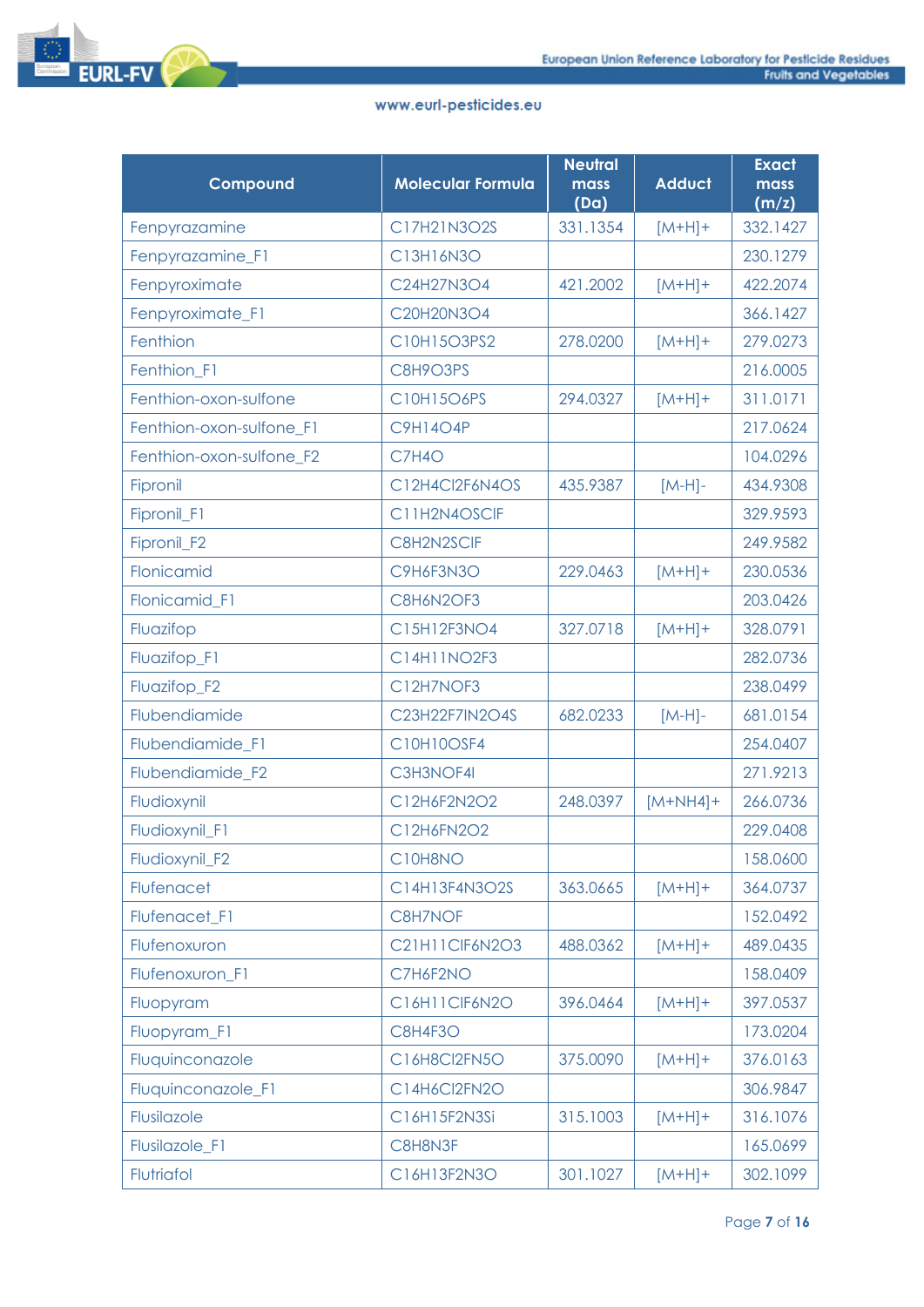| Compound | Molecular Formula | Neutral mass (Da) | Adduct | Exact mass (m/z) |
|---|---|---|---|---|
| Fenpyrazamine | C17H21N3O2S | 331.1354 | [M+H]+ | 332.1427 |
| Fenpyrazamine_F1 | C13H16N3O | | | 230.1279 |
| Fenpyroximate | C24H27N3O4 | 421.2002 | [M+H]+ | 422.2074 |
| Fenpyroximate_F1 | C20H20N3O4 | | | 366.1427 |
| Fenthion | C10H15O3PS2 | 278.0200 | [M+H]+ | 279.0273 |
| Fenthion_F1 | C8H9O3PS | | | 216.0005 |
| Fenthion-oxon-sulfone | C10H15O6PS | 294.0327 | [M+H]+ | 311.0171 |
| Fenthion-oxon-sulfone_F1 | C9H14O4P | | | 217.0624 |
| Fenthion-oxon-sulfone_F2 | C7H4O | | | 104.0296 |
| Fipronil | C12H4Cl2F6N4OS | 435.9387 | [M-H]- | 434.9308 |
| Fipronil_F1 | C11H2N4OSClF | | | 329.9593 |
| Fipronil_F2 | C8H2N2SClF | | | 249.9582 |
| Flonicamid | C9H6F3N3O | 229.0463 | [M+H]+ | 230.0536 |
| Flonicamid_F1 | C8H6N2OF3 | | | 203.0426 |
| Fluazifop | C15H12F3NO4 | 327.0718 | [M+H]+ | 328.0791 |
| Fluazifop_F1 | C14H11NO2F3 | | | 282.0736 |
| Fluazifop_F2 | C12H7NOF3 | | | 238.0499 |
| Flubendiamide | C23H22F7IN2O4S | 682.0233 | [M-H]- | 681.0154 |
| Flubendiamide_F1 | C10H10OSF4 | | | 254.0407 |
| Flubendiamide_F2 | C3H3NOF4I | | | 271.9213 |
| Fludioxynil | C12H6F2N2O2 | 248.0397 | [M+NH4]+ | 266.0736 |
| Fludioxynil_F1 | C12H6FN2O2 | | | 229.0408 |
| Fludioxynil_F2 | C10H8NO | | | 158.0600 |
| Flufenacet | C14H13F4N3O2S | 363.0665 | [M+H]+ | 364.0737 |
| Flufenacet_F1 | C8H7NOF | | | 152.0492 |
| Flufenoxuron | C21H11ClF6N2O3 | 488.0362 | [M+H]+ | 489.0435 |
| Flufenoxuron_F1 | C7H6F2NO | | | 158.0409 |
| Fluopyram | C16H11ClF6N2O | 396.0464 | [M+H]+ | 397.0537 |
| Fluopyram_F1 | C8H4F3O | | | 173.0204 |
| Fluquinconazole | C16H8Cl2FN5O | 375.0090 | [M+H]+ | 376.0163 |
| Fluquinconazole_F1 | C14H6Cl2FN2O | | | 306.9847 |
| Flusilazole | C16H15F2N3Si | 315.1003 | [M+H]+ | 316.1076 |
| Flusilazole_F1 | C8H8N3F | | | 165.0699 |
| Flutriafol | C16H13F2N3O | 301.1027 | [M+H]+ | 302.1099 |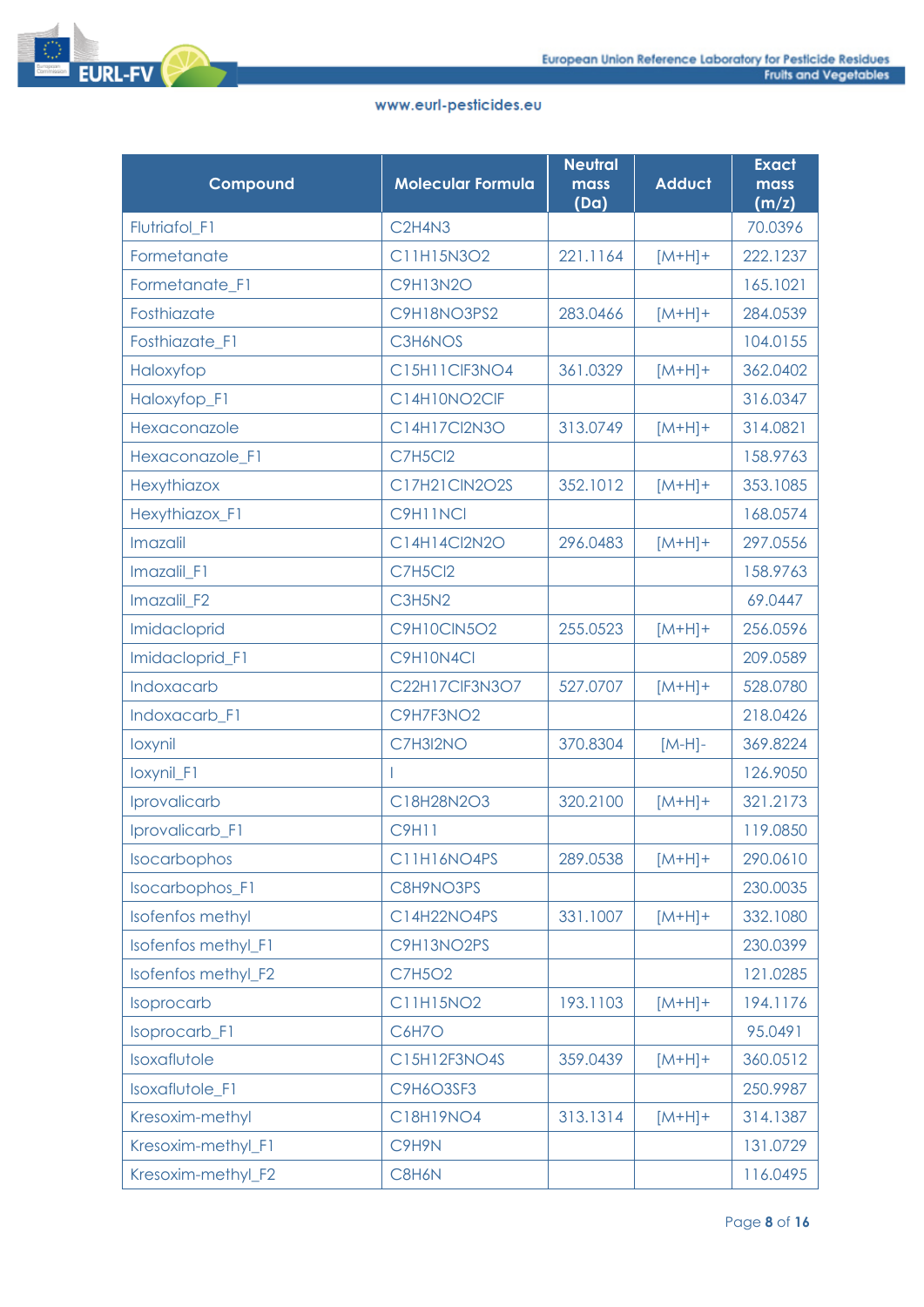| Compound | Molecular Formula | Neutral mass (Da) | Adduct | Exact mass (m/z) |
|---|---|---|---|---|
| Flutriafol_F1 | C2H4N3 | | | 70.0396 |
| Formetanate | C11H15N3O2 | 221.1164 | [M+H]+ | 222.1237 |
| Formetanate_F1 | C9H13N2O | | | 165.1021 |
| Fosthiazate | C9H18NO3PS2 | 283.0466 | [M+H]+ | 284.0539 |
| Fosthiazate_F1 | C3H6NOS | | | 104.0155 |
| Haloxyfop | C15H11ClF3NO4 | 361.0329 | [M+H]+ | 362.0402 |
| Haloxyfop_F1 | C14H10NO2ClF | | | 316.0347 |
| Hexaconazole | C14H17Cl2N3O | 313.0749 | [M+H]+ | 314.0821 |
| Hexaconazole_F1 | C7H5Cl2 | | | 158.9763 |
| Hexythiazox | C17H21ClN2O2S | 352.1012 | [M+H]+ | 353.1085 |
| Hexythiazox_F1 | C9H11NCl | | | 168.0574 |
| Imazalil | C14H14Cl2N2O | 296.0483 | [M+H]+ | 297.0556 |
| Imazalil_F1 | C7H5Cl2 | | | 158.9763 |
| Imazalil_F2 | C3H5N2 | | | 69.0447 |
| Imidacloprid | C9H10ClN5O2 | 255.0523 | [M+H]+ | 256.0596 |
| Imidacloprid_F1 | C9H10N4Cl | | | 209.0589 |
| Indoxacarb | C22H17ClF3N3O7 | 527.0707 | [M+H]+ | 528.0780 |
| Indoxacarb_F1 | C9H7F3NO2 | | | 218.0426 |
| Ioxynil | C7H3I2NO | 370.8304 | [M-H]- | 369.8224 |
| Ioxynil_F1 | I | | | 126.9050 |
| Iprovalicarb | C18H28N2O3 | 320.2100 | [M+H]+ | 321.2173 |
| Iprovalicarb_F1 | C9H11 | | | 119.0850 |
| Isocarbophos | C11H16NO4PS | 289.0538 | [M+H]+ | 290.0610 |
| Isocarbophos_F1 | C8H9NO3PS | | | 230.0035 |
| Isofenfos methyl | C14H22NO4PS | 331.1007 | [M+H]+ | 332.1080 |
| Isofenfos methyl_F1 | C9H13NO2PS | | | 230.0399 |
| Isofenfos methyl_F2 | C7H5O2 | | | 121.0285 |
| Isoprocarb | C11H15NO2 | 193.1103 | [M+H]+ | 194.1176 |
| Isoprocarb_F1 | C6H7O | | | 95.0491 |
| Isoxaflutole | C15H12F3NO4S | 359.0439 | [M+H]+ | 360.0512 |
| Isoxaflutole_F1 | C9H6O3SF3 | | | 250.9987 |
| Kresoxim-methyl | C18H19NO4 | 313.1314 | [M+H]+ | 314.1387 |
| Kresoxim-methyl_F1 | C9H9N | | | 131.0729 |
| Kresoxim-methyl_F2 | C8H6N | | | 116.0495 |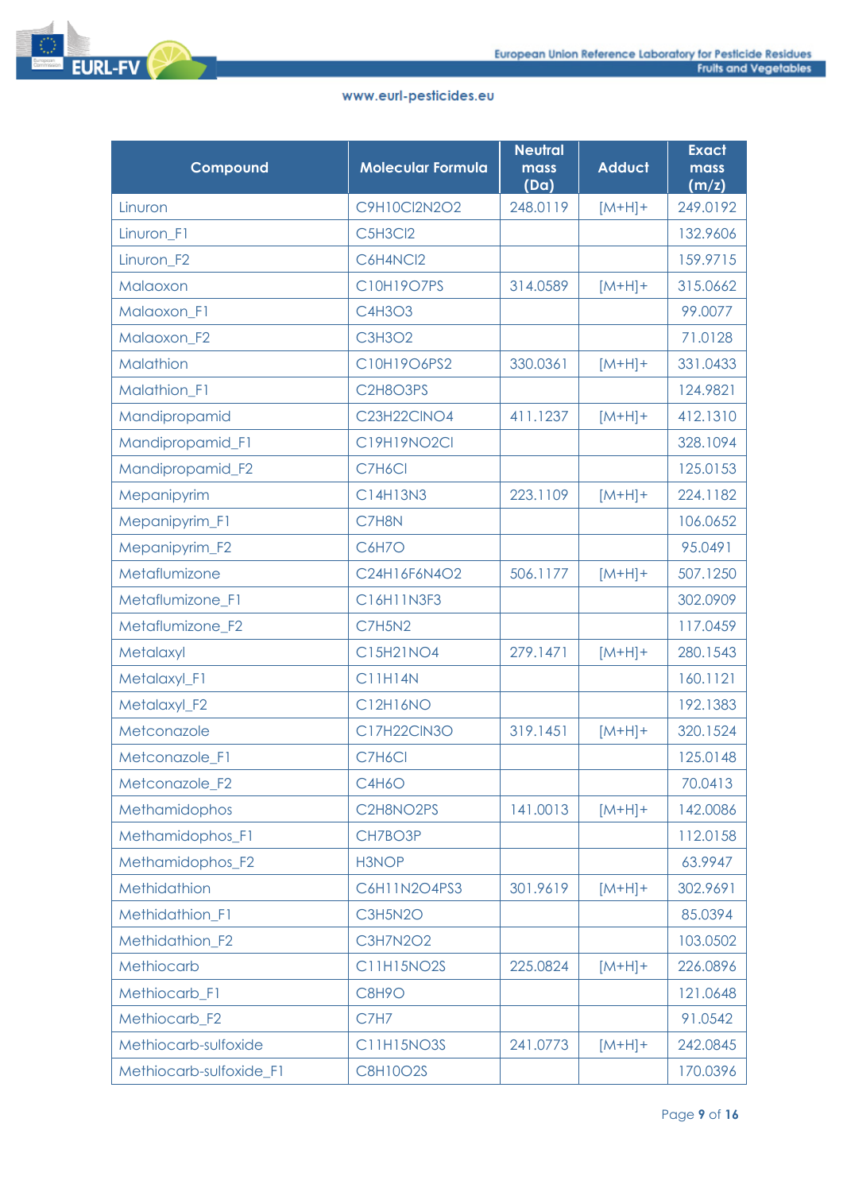| Compound | Molecular Formula | Neutral mass (Da) | Adduct | Exact mass (m/z) |
|---|---|---|---|---|
| Linuron | C9H10Cl2N2O2 | 248.0119 | [M+H]+ | 249.0192 |
| Linuron_F1 | C5H3Cl2 | | | 132.9606 |
| Linuron_F2 | C6H4NCl2 | | | 159.9715 |
| Malaoxon | C10H19O7PS | 314.0589 | [M+H]+ | 315.0662 |
| Malaoxon_F1 | C4H3O3 | | | 99.0077 |
| Malaoxon_F2 | C3H3O2 | | | 71.0128 |
| Malathion | C10H19O6PS2 | 330.0361 | [M+H]+ | 331.0433 |
| Malathion_F1 | C2H8O3PS | | | 124.9821 |
| Mandipropamid | C23H22ClNO4 | 411.1237 | [M+H]+ | 412.1310 |
| Mandipropamid_F1 | C19H19NO2Cl | | | 328.1094 |
| Mandipropamid_F2 | C7H6Cl | | | 125.0153 |
| Mepanipyrim | C14H13N3 | 223.1109 | [M+H]+ | 224.1182 |
| Mepanipyrim_F1 | C7H8N | | | 106.0652 |
| Mepanipyrim_F2 | C6H7O | | | 95.0491 |
| Metaflumizone | C24H16F6N4O2 | 506.1177 | [M+H]+ | 507.1250 |
| Metaflumizone_F1 | C16H11N3F3 | | | 302.0909 |
| Metaflumizone_F2 | C7H5N2 | | | 117.0459 |
| Metalaxyl | C15H21NO4 | 279.1471 | [M+H]+ | 280.1543 |
| Metalaxyl_F1 | C11H14N | | | 160.1121 |
| Metalaxyl_F2 | C12H16NO | | | 192.1383 |
| Metconazole | C17H22ClN3O | 319.1451 | [M+H]+ | 320.1524 |
| Metconazole_F1 | C7H6Cl | | | 125.0148 |
| Metconazole_F2 | C4H6O | | | 70.0413 |
| Methamidophos | C2H8NO2PS | 141.0013 | [M+H]+ | 142.0086 |
| Methamidophos_F1 | CH7BO3P | | | 112.0158 |
| Methamidophos_F2 | H3NOP | | | 63.9947 |
| Methidathion | C6H11N2O4PS3 | 301.9619 | [M+H]+ | 302.9691 |
| Methidathion_F1 | C3H5N2O | | | 85.0394 |
| Methidathion_F2 | C3H7N2O2 | | | 103.0502 |
| Methiocarb | C11H15NO2S | 225.0824 | [M+H]+ | 226.0896 |
| Methiocarb_F1 | C8H9O | | | 121.0648 |
| Methiocarb_F2 | C7H7 | | | 91.0542 |
| Methiocarb-sulfoxide | C11H15NO3S | 241.0773 | [M+H]+ | 242.0845 |
| Methiocarb-sulfoxide_F1 | C8H10O2S | | | 170.0396 |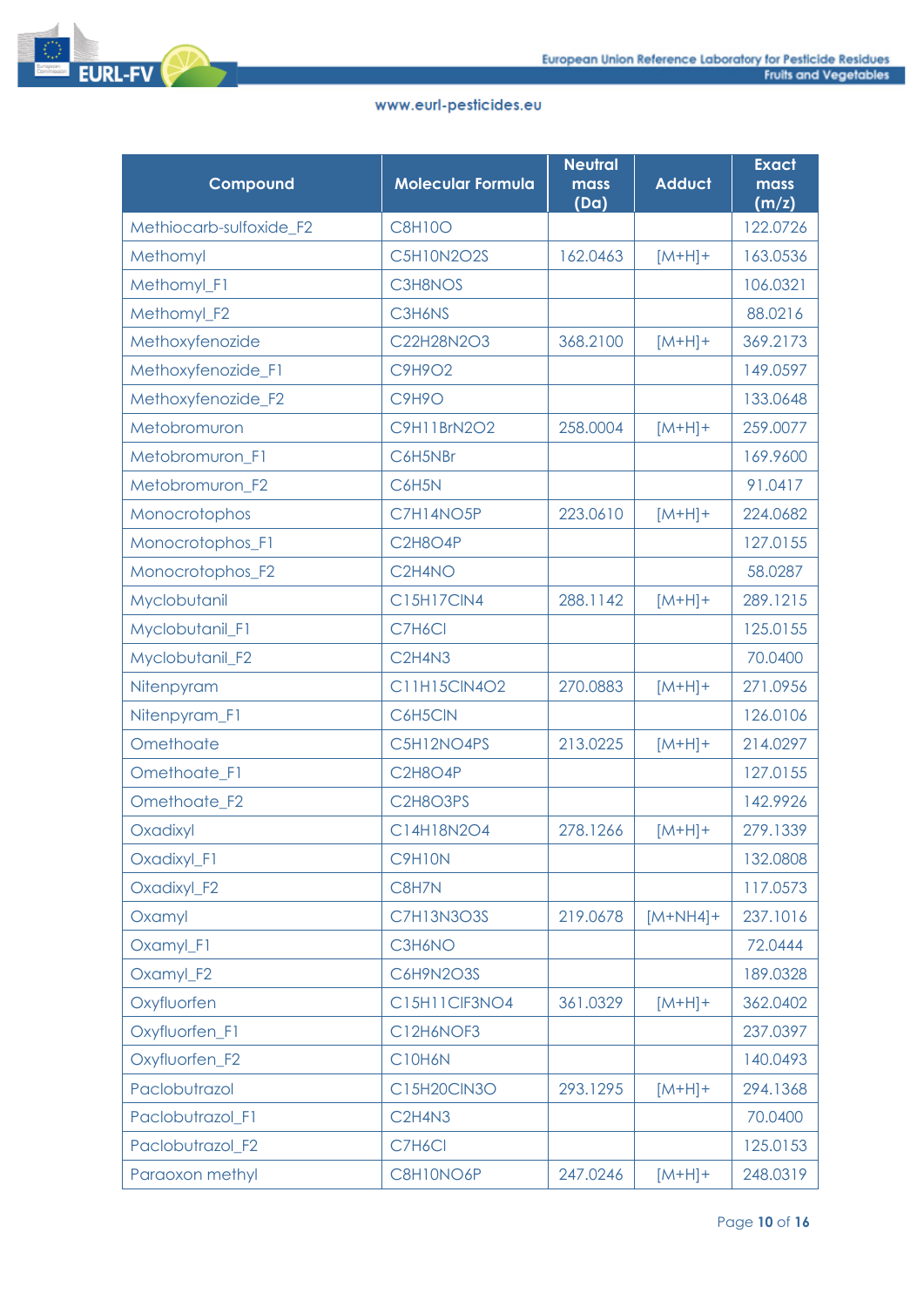| Compound | Molecular Formula | Neutral mass (Da) | Adduct | Exact mass (m/z) |
|---|---|---|---|---|
| Methiocarb-sulfoxide_F2 | C8H10O | | | 122.0726 |
| Methomyl | C5H10N2O2S | 162.0463 | [M+H]+ | 163.0536 |
| Methomyl_F1 | C3H8NOS | | | 106.0321 |
| Methomyl_F2 | C3H6NS | | | 88.0216 |
| Methoxyfenozide | C22H28N2O3 | 368.2100 | [M+H]+ | 369.2173 |
| Methoxyfenozide_F1 | C9H9O2 | | | 149.0597 |
| Methoxyfenozide_F2 | C9H9O | | | 133.0648 |
| Metobromuron | C9H11BrN2O2 | 258.0004 | [M+H]+ | 259.0077 |
| Metobromuron_F1 | C6H5NBr | | | 169.9600 |
| Metobromuron_F2 | C6H5N | | | 91.0417 |
| Monocrotophos | C7H14NO5P | 223.0610 | [M+H]+ | 224.0682 |
| Monocrotophos_F1 | C2H8O4P | | | 127.0155 |
| Monocrotophos_F2 | C2H4NO | | | 58.0287 |
| Myclobutanil | C15H17ClN4 | 288.1142 | [M+H]+ | 289.1215 |
| Myclobutanil_F1 | C7H6Cl | | | 125.0155 |
| Myclobutanil_F2 | C2H4N3 | | | 70.0400 |
| Nitenpyram | C11H15ClN4O2 | 270.0883 | [M+H]+ | 271.0956 |
| Nitenpyram_F1 | C6H5ClN | | | 126.0106 |
| Omethoate | C5H12NO4PS | 213.0225 | [M+H]+ | 214.0297 |
| Omethoate_F1 | C2H8O4P | | | 127.0155 |
| Omethoate_F2 | C2H8O3PS | | | 142.9926 |
| Oxadixyl | C14H18N2O4 | 278.1266 | [M+H]+ | 279.1339 |
| Oxadixyl_F1 | C9H10N | | | 132.0808 |
| Oxadixyl_F2 | C8H7N | | | 117.0573 |
| Oxamyl | C7H13N3O3S | 219.0678 | [M+NH4]+ | 237.1016 |
| Oxamyl_F1 | C3H6NO | | | 72.0444 |
| Oxamyl_F2 | C6H9N2O3S | | | 189.0328 |
| Oxyfluorfen | C15H11ClF3NO4 | 361.0329 | [M+H]+ | 362.0402 |
| Oxyfluorfen_F1 | C12H6NOF3 | | | 237.0397 |
| Oxyfluorfen_F2 | C10H6N | | | 140.0493 |
| Paclobutrazol | C15H20ClN3O | 293.1295 | [M+H]+ | 294.1368 |
| Paclobutrazol_F1 | C2H4N3 | | | 70.0400 |
| Paclobutrazol_F2 | C7H6Cl | | | 125.0153 |
| Paraoxon methyl | C8H10NO6P | 247.0246 | [M+H]+ | 248.0319 |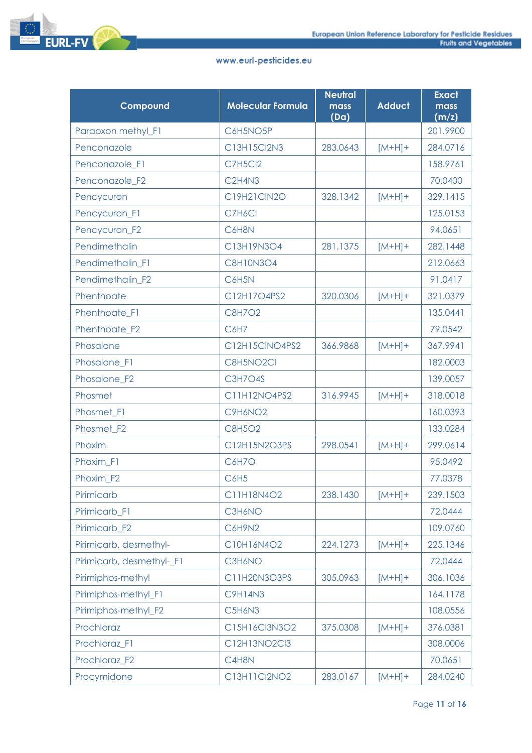| Compound | Molecular Formula | Neutral mass (Da) | Adduct | Exact mass (m/z) |
|---|---|---|---|---|
| Paraoxon methyl_F1 | C6H5NO5P | | | 201.9900 |
| Penconazole | C13H15Cl2N3 | 283.0643 | [M+H]+ | 284.0716 |
| Penconazole_F1 | C7H5Cl2 | | | 158.9761 |
| Penconazole_F2 | C2H4N3 | | | 70.0400 |
| Pencycuron | C19H21ClN2O | 328.1342 | [M+H]+ | 329.1415 |
| Pencycuron_F1 | C7H6Cl | | | 125.0153 |
| Pencycuron_F2 | C6H8N | | | 94.0651 |
| Pendimethalin | C13H19N3O4 | 281.1375 | [M+H]+ | 282.1448 |
| Pendimethalin_F1 | C8H10N3O4 | | | 212.0663 |
| Pendimethalin_F2 | C6H5N | | | 91.0417 |
| Phenthoate | C12H17O4PS2 | 320.0306 | [M+H]+ | 321.0379 |
| Phenthoate_F1 | C8H7O2 | | | 135.0441 |
| Phenthoate_F2 | C6H7 | | | 79.0542 |
| Phosalone | C12H15ClNO4PS2 | 366.9868 | [M+H]+ | 367.9941 |
| Phosalone_F1 | C8H5NO2Cl | | | 182.0003 |
| Phosalone_F2 | C3H7O4S | | | 139.0057 |
| Phosmet | C11H12NO4PS2 | 316.9945 | [M+H]+ | 318.0018 |
| Phosmet_F1 | C9H6NO2 | | | 160.0393 |
| Phosmet_F2 | C8H5O2 | | | 133.0284 |
| Phoxim | C12H15N2O3PS | 298.0541 | [M+H]+ | 299.0614 |
| Phoxim_F1 | C6H7O | | | 95.0492 |
| Phoxim_F2 | C6H5 | | | 77.0378 |
| Pirimicarb | C11H18N4O2 | 238.1430 | [M+H]+ | 239.1503 |
| Pirimicarb_F1 | C3H6NO | | | 72.0444 |
| Pirimicarb_F2 | C6H9N2 | | | 109.0760 |
| Pirimicarb, desmethyl- | C10H16N4O2 | 224.1273 | [M+H]+ | 225.1346 |
| Pirimicarb, desmethyl-_F1 | C3H6NO | | | 72.0444 |
| Pirimiphos-methyl | C11H20N3O3PS | 305.0963 | [M+H]+ | 306.1036 |
| Pirimiphos-methyl_F1 | C9H14N3 | | | 164.1178 |
| Pirimiphos-methyl_F2 | C5H6N3 | | | 108.0556 |
| Prochloraz | C15H16Cl3N3O2 | 375.0308 | [M+H]+ | 376.0381 |
| Prochloraz_F1 | C12H13NO2Cl3 | | | 308.0006 |
| Prochloraz_F2 | C4H8N | | | 70.0651 |
| Procymidone | C13H11Cl2NO2 | 283.0167 | [M+H]+ | 284.0240 |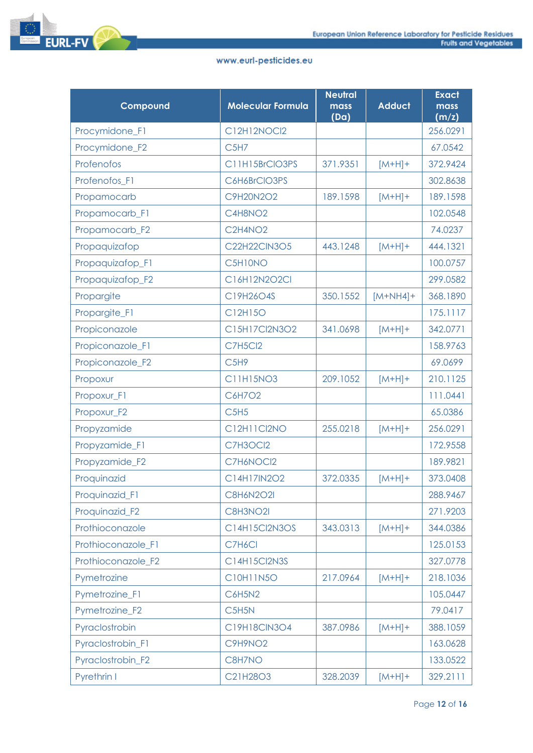| Compound | Molecular Formula | Neutral mass (Da) | Adduct | Exact mass (m/z) |
|---|---|---|---|---|
| Procymidone_F1 | $C_{12}H_{12}NOCl_2$ | | | 256.0291 |
| Procymidone_F2 | $C_5H_7$ | | | 67.0542 |
| Profenofos | $C_{11}H_{15}BrClO_3PS$ | 371.9351 | $[M+H]^+$ | 372.9424 |
| Profenofos_F1 | $C_6H_6BrClO_3PS$ | | | 302.8638 |
| Propamocarb | $C_9H_{20}N_2O_2$ | 189.1598 | $[M+H]^+$ | 189.1598 |
| Propamocarb_F1 | $C_4H_8NO_2$ | | | 102.0548 |
| Propamocarb_F2 | $C_2H_4NO_2$ | | | 74.0237 |
| Propaquizafop | $C_{22}H_{22}ClN_3O_5$ | 443.1248 | $[M+H]^+$ | 444.1321 |
| Propaquizafop_F1 | $C_5H_{10}NO$ | | | 100.0757 |
| Propaquizafop_F2 | $C_{16}H_{12}N_2O_2Cl$ | | | 299.0582 |
| Propargite | $C_{19}H_{26}O_4S$ | 350.1552 | $[M+NH_4]^+$ | 368.1890 |
| Propargite_F1 | $C_{12}H_{15}O$ | | | 175.1117 |
| Propiconazole | $C_{15}H_{17}Cl_2N_3O_2$ | 341.0698 | $[M+H]^+$ | 342.0771 |
| Propiconazole_F1 | $C_7H_5Cl_2$ | | | 158.9763 |
| Propiconazole_F2 | $C_5H_9$ | | | 69.0699 |
| Propoxur | $C_{11}H_{15}NO_3$ | 209.1052 | $[M+H]^+$ | 210.1125 |
| Propoxur_F1 | $C_6H_7O_2$ | | | 111.0441 |
| Propoxur_F2 | $C_5H_5$ | | | 65.0386 |
| Propyzamide | $C_{12}H_{11}Cl_2NO$ | 255.0218 | $[M+H]^+$ | 256.0291 |
| Propyzamide_F1 | $C_7H_3OCl_2$ | | | 172.9558 |
| Propyzamide_F2 | $C_7H_6NOCl_2$ | | | 189.9821 |
| Proquinazid | $C_{14}H_{17}IN_2O_2$ | 372.0335 | $[M+H]^+$ | 373.0408 |
| Proquinazid_F1 | $C_8H_6N_2O_2I$ | | | 288.9467 |
| Proquinazid_F2 | $C_8H_3NO_2I$ | | | 271.9203 |
| Prothioconazole | $C_{14}H_{15}Cl_2N_3OS$ | 343.0313 | $[M+H]^+$ | 344.0386 |
| Prothioconazole_F1 | $C_7H_6Cl$ | | | 125.0153 |
| Prothioconazole_F2 | $C_{14}H_{15}Cl_2N_3S$ | | | 327.0778 |
| Pymetrozine | $C_{10}H_{11}N_5O$ | 217.0964 | $[M+H]^+$ | 218.1036 |
| Pymetrozine_F1 | $C_6H_5N_2$ | | | 105.0447 |
| Pymetrozine_F2 | $C_5H_5N$ | | | 79.0417 |
| Pyraclostrobin | $C_{19}H_{18}ClN_3O_4$ | 387.0986 | $[M+H]^+$ | 388.1059 |
| Pyraclostrobin_F1 | $C_9H_9NO_2$ | | | 163.0628 |
| Pyraclostrobin_F2 | $C_8H_7NO$ | | | 133.0522 |
| Pyrethrin I | $C_{21}H_{28}O_3$ | 328.2039 | $[M+H]^+$ | 329.2111 |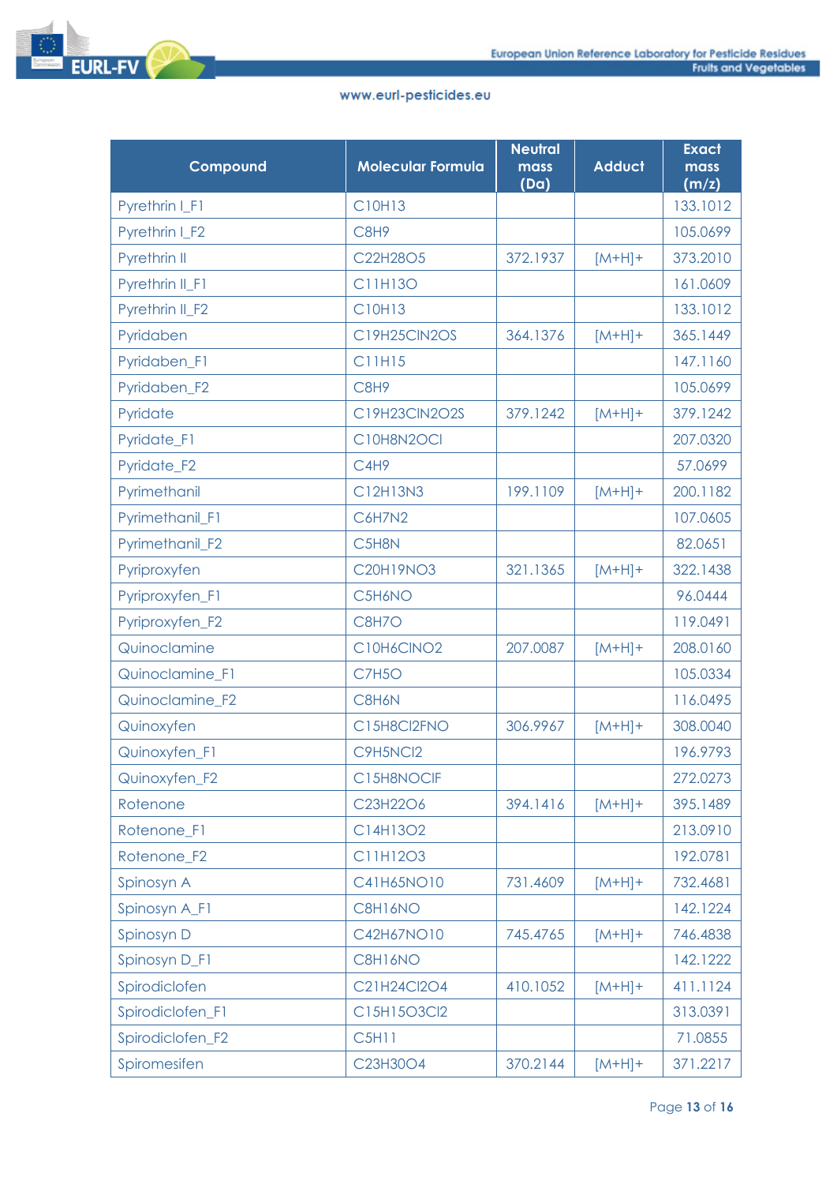| Compound | Molecular Formula | Neutral mass (Da) | Adduct | Exact mass (m/z) |
|---|---|---|---|---|
| Pyrethrin I_F1 | $C_{10}H_{13}$ | | | 133.1012 |
| Pyrethrin I_F2 | $C_8H_9$ | | | 105.0699 |
| Pyrethrin II | $C_{22}H_{28}O_5$ | 372.1937 | $[M+H]^+$ | 373.2010 |
| Pyrethrin II_F1 | $C_{11}H_{13}O$ | | | 161.0609 |
| Pyrethrin II_F2 | $C_{10}H_{13}$ | | | 133.1012 |
| Pyridaben | $C_{19}H_{25}ClN_2OS$ | 364.1376 | $[M+H]^+$ | 365.1449 |
| Pyridaben_F1 | $C_{11}H_{15}$ | | | 147.1160 |
| Pyridaben_F2 | $C_8H_9$ | | | 105.0699 |
| Pyridate | $C_{19}H_{23}ClN_2O_2S$ | 379.1242 | $[M+H]^+$ | 379.1242 |
| Pyridate_F1 | $C_{10}H_8N_2OCl$ | | | 207.0320 |
| Pyridate_F2 | $C_4H_9$ | | | 57.0699 |
| Pyrimethanil | $C_{12}H_{13}N_3$ | 199.1109 | $[M+H]^+$ | 200.1182 |
| Pyrimethanil_F1 | $C_6H_7N_2$ | | | 107.0605 |
| Pyrimethanil_F2 | $C_5H_8N$ | | | 82.0651 |
| Pyriproxyfen | $C_{20}H_{19}NO_3$ | 321.1365 | $[M+H]^+$ | 322.1438 |
| Pyriproxyfen_F1 | $C_5H_6NO$ | | | 96.0444 |
| Pyriproxyfen_F2 | $C_8H_7O$ | | | 119.0491 |
| Quinoclamine | $C_{10}H_6ClNO_2$ | 207.0087 | $[M+H]^+$ | 208.0160 |
| Quinoclamine_F1 | $C_7H_5O$ | | | 105.0334 |
| Quinoclamine_F2 | $C_8H_6N$ | | | 116.0495 |
| Quinoxyfen | $C_{15}H_8Cl_2FNO$ | 306.9967 | $[M+H]^+$ | 308.0040 |
| Quinoxyfen_F1 | $C_9H_5NCl_2$ | | | 196.9793 |
| Quinoxyfen_F2 | $C_{15}H_8NOClF$ | | | 272.0273 |
| Rotenone | $C_{23}H_{22}O_6$ | 394.1416 | $[M+H]^+$ | 395.1489 |
| Rotenone_F1 | $C_{14}H_{13}O_2$ | | | 213.0910 |
| Rotenone_F2 | $C_{11}H_{12}O_3$ | | | 192.0781 |
| Spinosyn A | $C_{41}H_{65}NO_{10}$ | 731.4609 | $[M+H]^+$ | 732.4681 |
| Spinosyn A_F1 | $C_8H_{16}NO$ | | | 142.1224 |
| Spinosyn D | $C_{42}H_{67}NO_{10}$ | 745.4765 | $[M+H]^+$ | 746.4838 |
| Spinosyn D_F1 | $C_8H_{16}NO$ | | | 142.1222 |
| Spirodiclofen | $C_{21}H_{24}Cl_2O_4$ | 410.1052 | $[M+H]^+$ | 411.1124 |
| Spirodiclofen_F1 | $C_{15}H_{15}O_3Cl_2$ | | | 313.0391 |
| Spirodiclofen_F2 | $C_5H_{11}$ | | | 71.0855 |
| Spiromesifen | $C_{23}H_{30}O_4$ | 370.2144 | $[M+H]^+$ | 371.2217 |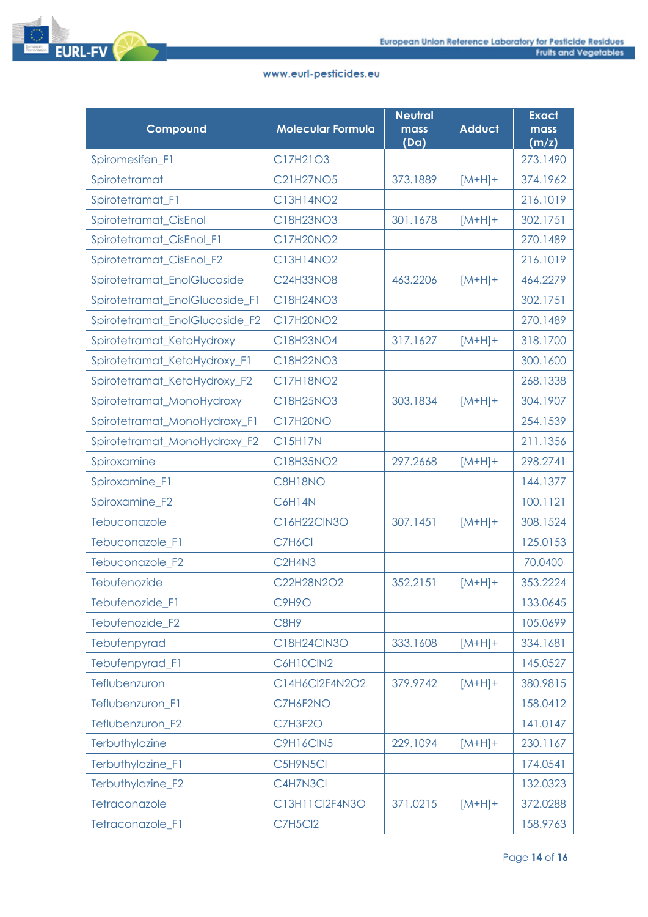| Compound | Molecular Formula | Neutral mass (Da) | Adduct | Exact mass (m/z) |
|---|---|---|---|---|
| Spiromesifen_F1 | C17H21O3 | | | 273.1490 |
| Spirotetramat | C21H27NO5 | 373.1889 | [M+H]+ | 374.1962 |
| Spirotetramat_F1 | C13H14NO2 | | | 216.1019 |
| Spirotetramat_CisEnol | C18H23NO3 | 301.1678 | [M+H]+ | 302.1751 |
| Spirotetramat_CisEnol_F1 | C17H20NO2 | | | 270.1489 |
| Spirotetramat_CisEnol_F2 | C13H14NO2 | | | 216.1019 |
| Spirotetramat_EnolGlucoside | C24H33NO8 | 463.2206 | [M+H]+ | 464.2279 |
| Spirotetramat_EnolGlucoside_F1 | C18H24NO3 | | | 302.1751 |
| Spirotetramat_EnolGlucoside_F2 | C17H20NO2 | | | 270.1489 |
| Spirotetramat_KetoHydroxy | C18H23NO4 | 317.1627 | [M+H]+ | 318.1700 |
| Spirotetramat_KetoHydroxy_F1 | C18H22NO3 | | | 300.1600 |
| Spirotetramat_KetoHydroxy_F2 | C17H18NO2 | | | 268.1338 |
| Spirotetramat_MonoHydroxy | C18H25NO3 | 303.1834 | [M+H]+ | 304.1907 |
| Spirotetramat_MonoHydroxy_F1 | C17H20NO | | | 254.1539 |
| Spirotetramat_MonoHydroxy_F2 | C15H17N | | | 211.1356 |
| Spiroxamine | C18H35NO2 | 297.2668 | [M+H]+ | 298.2741 |
| Spiroxamine_F1 | C8H18NO | | | 144.1377 |
| Spiroxamine_F2 | C6H14N | | | 100.1121 |
| Tebuconazole | C16H22ClN3O | 307.1451 | [M+H]+ | 308.1524 |
| Tebuconazole_F1 | C7H6Cl | | | 125.0153 |
| Tebuconazole_F2 | C2H4N3 | | | 70.0400 |
| Tebufenozide | C22H28N2O2 | 352.2151 | [M+H]+ | 353.2224 |
| Tebufenozide_F1 | C9H9O | | | 133.0645 |
| Tebufenozide_F2 | C8H9 | | | 105.0699 |
| Tebufenpyrad | C18H24ClN3O | 333.1608 | [M+H]+ | 334.1681 |
| Tebufenpyrad_F1 | C6H10ClN2 | | | 145.0527 |
| Teflubenzuron | C14H6Cl2F4N2O2 | 379.9742 | [M+H]+ | 380.9815 |
| Teflubenzuron_F1 | C7H6F2NO | | | 158.0412 |
| Teflubenzuron_F2 | C7H3F2O | | | 141.0147 |
| Terbuthylazine | C9H16ClN5 | 229.1094 | [M+H]+ | 230.1167 |
| Terbuthylazine_F1 | C5H9N5Cl | | | 174.0541 |
| Terbuthylazine_F2 | C4H7N3Cl | | | 132.0323 |
| Tetraconazole | C13H11Cl2F4N3O | 371.0215 | [M+H]+ | 372.0288 |
| Tetraconazole_F1 | C7H5Cl2 | | | 158.9763 |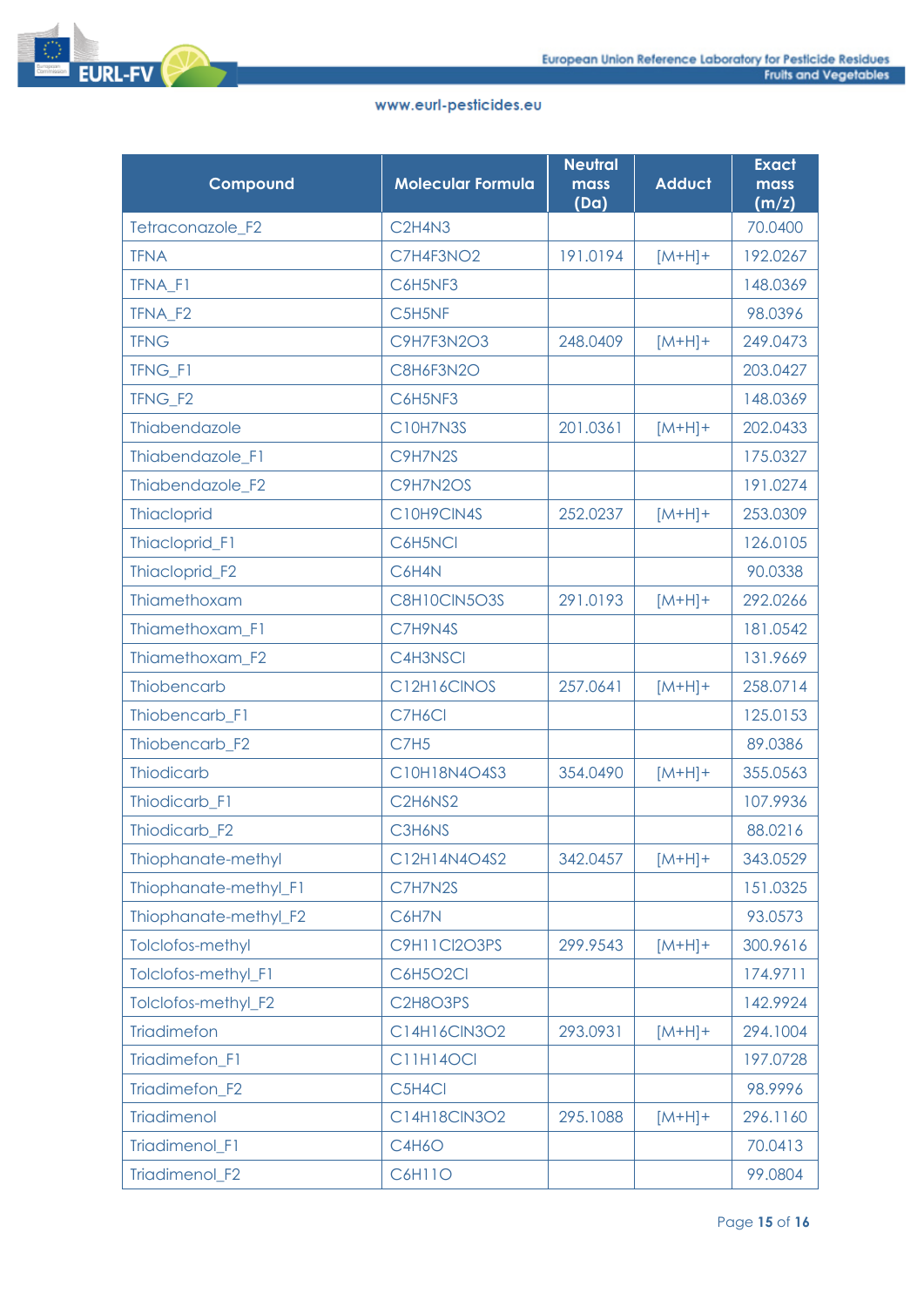| Compound | Molecular Formula | Neutral mass (Da) | Adduct | Exact mass (m/z) |
|---|---|---|---|---|
| Tetraconazole_F2 | C2H4N3 | | | 70.0400 |
| TFNA | C7H4F3NO2 | 191.0194 | [M+H]+ | 192.0267 |
| TFNA_F1 | C6H5NF3 | | | 148.0369 |
| TFNA_F2 | C5H5NF | | | 98.0396 |
| TFNG | C9H7F3N2O3 | 248.0409 | [M+H]+ | 249.0473 |
| TFNG_F1 | C8H6F3N2O | | | 203.0427 |
| TFNG_F2 | C6H5NF3 | | | 148.0369 |
| Thiabendazole | C10H7N3S | 201.0361 | [M+H]+ | 202.0433 |
| Thiabendazole_F1 | C9H7N2S | | | 175.0327 |
| Thiabendazole_F2 | C9H7N2OS | | | 191.0274 |
| Thiacloprid | C10H9ClN4S | 252.0237 | [M+H]+ | 253.0309 |
| Thiacloprid_F1 | C6H5NCl | | | 126.0105 |
| Thiacloprid_F2 | C6H4N | | | 90.0338 |
| Thiamethoxam | C8H10ClN5O3S | 291.0193 | [M+H]+ | 292.0266 |
| Thiamethoxam_F1 | C7H9N4S | | | 181.0542 |
| Thiamethoxam_F2 | C4H3NSCl | | | 131.9669 |
| Thiobencarb | C12H16ClNOS | 257.0641 | [M+H]+ | 258.0714 |
| Thiobencarb_F1 | C7H6Cl | | | 125.0153 |
| Thiobencarb_F2 | C7H5 | | | 89.0386 |
| Thiodicarb | C10H18N4O4S3 | 354.0490 | [M+H]+ | 355.0563 |
| Thiodicarb_F1 | C2H6NS2 | | | 107.9936 |
| Thiodicarb_F2 | C3H6NS | | | 88.0216 |
| Thiophanate-methyl | C12H14N4O4S2 | 342.0457 | [M+H]+ | 343.0529 |
| Thiophanate-methyl_F1 | C7H7N2S | | | 151.0325 |
| Thiophanate-methyl_F2 | C6H7N | | | 93.0573 |
| Tolclofos-methyl | C9H11Cl2O3PS | 299.9543 | [M+H]+ | 300.9616 |
| Tolclofos-methyl_F1 | C6H5O2Cl | | | 174.9711 |
| Tolclofos-methyl_F2 | C2H8O3PS | | | 142.9924 |
| Triadimefon | C14H16ClN3O2 | 293.0931 | [M+H]+ | 294.1004 |
| Triadimefon_F1 | C11H14OCl | | | 197.0728 |
| Triadimefon_F2 | C5H4Cl | | | 98.9996 |
| Triadimenol | C14H18ClN3O2 | 295.1088 | [M+H]+ | 296.1160 |
| Triadimenol_F1 | C4H6O | | | 70.0413 |
| Triadimenol_F2 | C6H11O | | | 99.0804 |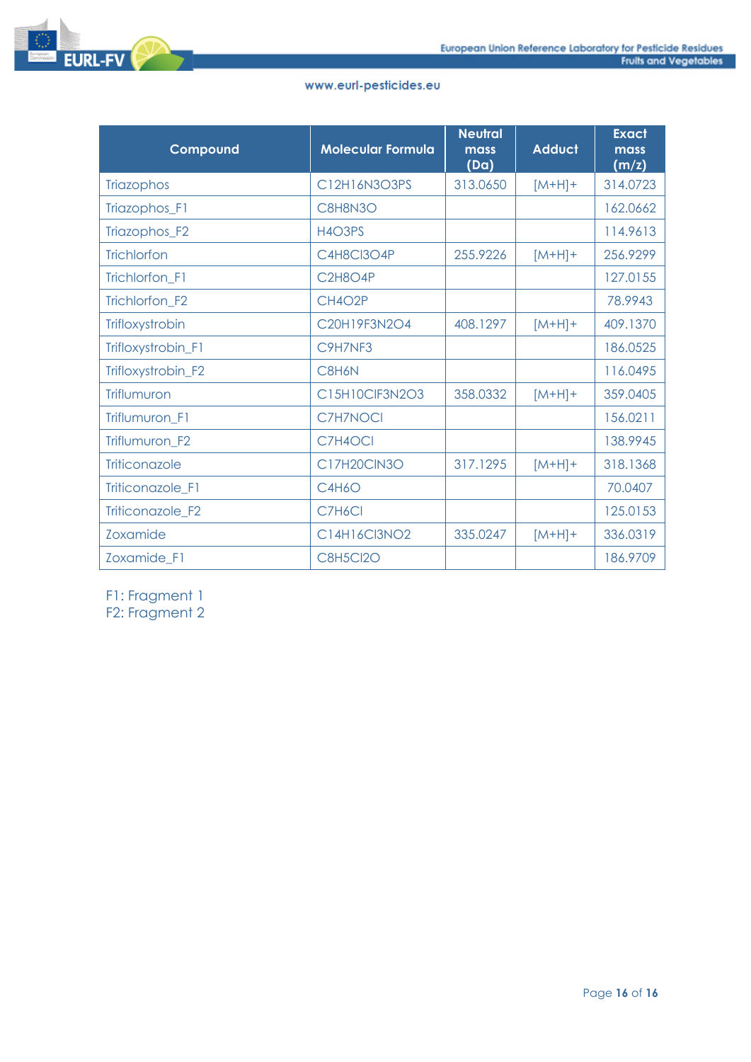| Compound | Molecular Formula | Neutral mass (Da) | Adduct | Exact mass (m/z) |
|---|---|---|---|---|
| Triazophos | C12H16N3O3PS | 313.0650 | [M+H]+ | 314.0723 |
| Triazophos_F1 | C8H8N3O | | | 162.0662 |
| Triazophos_F2 | H4O3PS | | | 114.9613 |
| Trichlorfon | C4H8Cl3O4P | 255.9226 | [M+H]+ | 256.9299 |
| Trichlorfon_F1 | C2H8O4P | | | 127.0155 |
| Trichlorfon_F2 | CH4O2P | | | 78.9943 |
| Trifloxystrobin | C20H19F3N2O4 | 408.1297 | [M+H]+ | 409.1370 |
| Trifloxystrobin_F1 | C9H7NF3 | | | 186.0525 |
| Trifloxystrobin_F2 | C8H6N | | | 116.0495 |
| Triflumuron | C15H10ClF3N2O3 | 358.0332 | [M+H]+ | 359.0405 |
| Triflumuron_F1 | C7H7NOCl | | | 156.0211 |
| Triflumuron_F2 | C7H4OCl | | | 138.9945 |
| Triticonazole | C17H20ClN3O | 317.1295 | [M+H]+ | 318.1368 |
| Triticonazole_F1 | C4H6O | | | 70.0407 |
| Triticonazole_F2 | C7H6Cl | | | 125.0153 |
| Zoxamide | C14H16Cl3NO2 | 335.0247 | [M+H]+ | 336.0319 |
| Zoxamide_F1 | C8H5Cl2O | | | 186.9709 |

F1: Fragment 1
F2: Fragment 2